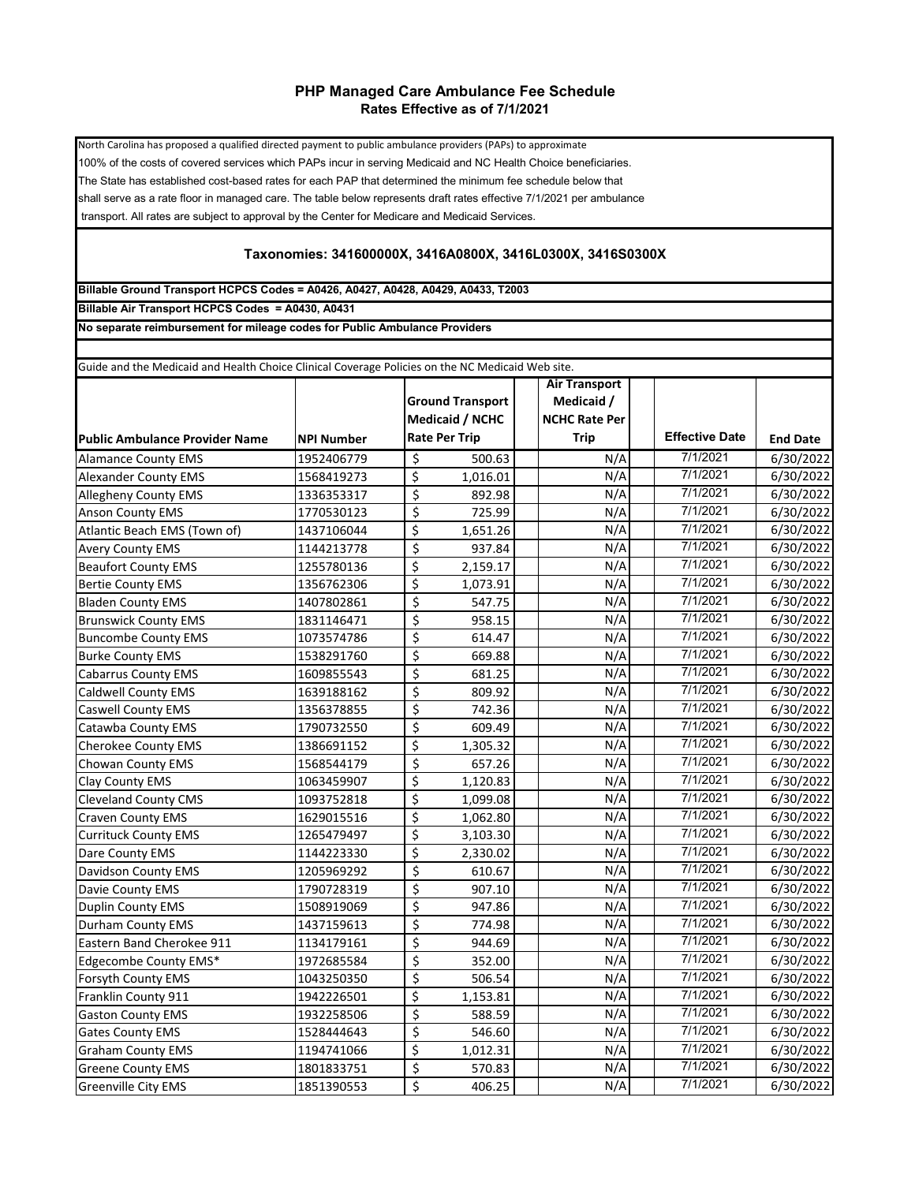# PHP Managed Care Ambulance Fee Schedule

## Rates Effective as of 7/1/2021

North Carolina has proposed a qualified directed payment to public ambulance providers (PAPs) to approximate 100% of the costs of covered services which PAPs incur in serving Medicaid and NC Health Choice beneficiaries. The State has established cost-based rates for each PAP that determined the minimum fee schedule below that shall serve as a rate floor in managed care. The table below represents draft rates effective 7/1/2021 per ambulance transport. All rates are subject to approval by the Center for Medicare and Medicaid Services.

### Taxonomies: 341600000X, 3416A0800X, 3416L0300X, 3416S0300X

**Billable Ground Transport HCPCS Codes = A0426, A0427, A0428, A0429, A0433, T2003**

**Billable Air Transport HCPCS Codes = A0430, A0431**

**No separate reimbursement for mileage codes for Public Ambulance Providers**

Guide and the Medicaid and Health Choice Clinical Coverage Policies on the NC Medicaid Web site.

| Public Ambulance Provider Name | NPI Number | Ground Transport Medicaid / NCHC Rate Per Trip | Air Transport Medicaid / NCHC Rate Per Trip | Effective Date | End Date |
|---|---|---|---|---|---|
| Alamance County EMS | 1952406779 | $ 500.63 | N/A | 7/1/2021 | 6/30/2022 |
| Alexander County EMS | 1568419273 | $ 1,016.01 | N/A | 7/1/2021 | 6/30/2022 |
| Allegheny County EMS | 1336353317 | $ 892.98 | N/A | 7/1/2021 | 6/30/2022 |
| Anson County EMS | 1770530123 | $ 725.99 | N/A | 7/1/2021 | 6/30/2022 |
| Atlantic Beach EMS (Town of) | 1437106044 | $ 1,651.26 | N/A | 7/1/2021 | 6/30/2022 |
| Avery County EMS | 1144213778 | $ 937.84 | N/A | 7/1/2021 | 6/30/2022 |
| Beaufort County EMS | 1255780136 | $ 2,159.17 | N/A | 7/1/2021 | 6/30/2022 |
| Bertie County EMS | 1356762306 | $ 1,073.91 | N/A | 7/1/2021 | 6/30/2022 |
| Bladen County EMS | 1407802861 | $ 547.75 | N/A | 7/1/2021 | 6/30/2022 |
| Brunswick County EMS | 1831146471 | $ 958.15 | N/A | 7/1/2021 | 6/30/2022 |
| Buncombe County EMS | 1073574786 | $ 614.47 | N/A | 7/1/2021 | 6/30/2022 |
| Burke County EMS | 1538291760 | $ 669.88 | N/A | 7/1/2021 | 6/30/2022 |
| Cabarrus County EMS | 1609855543 | $ 681.25 | N/A | 7/1/2021 | 6/30/2022 |
| Caldwell County EMS | 1639188162 | $ 809.92 | N/A | 7/1/2021 | 6/30/2022 |
| Caswell County EMS | 1356378855 | $ 742.36 | N/A | 7/1/2021 | 6/30/2022 |
| Catawba County EMS | 1790732550 | $ 609.49 | N/A | 7/1/2021 | 6/30/2022 |
| Cherokee County EMS | 1386691152 | $ 1,305.32 | N/A | 7/1/2021 | 6/30/2022 |
| Chowan County EMS | 1568544179 | $ 657.26 | N/A | 7/1/2021 | 6/30/2022 |
| Clay County EMS | 1063459907 | $ 1,120.83 | N/A | 7/1/2021 | 6/30/2022 |
| Cleveland County CMS | 1093752818 | $ 1,099.08 | N/A | 7/1/2021 | 6/30/2022 |
| Craven County EMS | 1629015516 | $ 1,062.80 | N/A | 7/1/2021 | 6/30/2022 |
| Currituck County EMS | 1265479497 | $ 3,103.30 | N/A | 7/1/2021 | 6/30/2022 |
| Dare County EMS | 1144223330 | $ 2,330.02 | N/A | 7/1/2021 | 6/30/2022 |
| Davidson County EMS | 1205969292 | $ 610.67 | N/A | 7/1/2021 | 6/30/2022 |
| Davie County EMS | 1790728319 | $ 907.10 | N/A | 7/1/2021 | 6/30/2022 |
| Duplin County EMS | 1508919069 | $ 947.86 | N/A | 7/1/2021 | 6/30/2022 |
| Durham County EMS | 1437159613 | $ 774.98 | N/A | 7/1/2021 | 6/30/2022 |
| Eastern Band Cherokee 911 | 1134179161 | $ 944.69 | N/A | 7/1/2021 | 6/30/2022 |
| Edgecombe County EMS* | 1972685584 | $ 352.00 | N/A | 7/1/2021 | 6/30/2022 |
| Forsyth County EMS | 1043250350 | $ 506.54 | N/A | 7/1/2021 | 6/30/2022 |
| Franklin County 911 | 1942226501 | $ 1,153.81 | N/A | 7/1/2021 | 6/30/2022 |
| Gaston County EMS | 1932258506 | $ 588.59 | N/A | 7/1/2021 | 6/30/2022 |
| Gates County EMS | 1528444643 | $ 546.60 | N/A | 7/1/2021 | 6/30/2022 |
| Graham County EMS | 1194741066 | $ 1,012.31 | N/A | 7/1/2021 | 6/30/2022 |
| Greene County EMS | 1801833751 | $ 570.83 | N/A | 7/1/2021 | 6/30/2022 |
| Greenville City EMS | 1851390553 | $ 406.25 | N/A | 7/1/2021 | 6/30/2022 |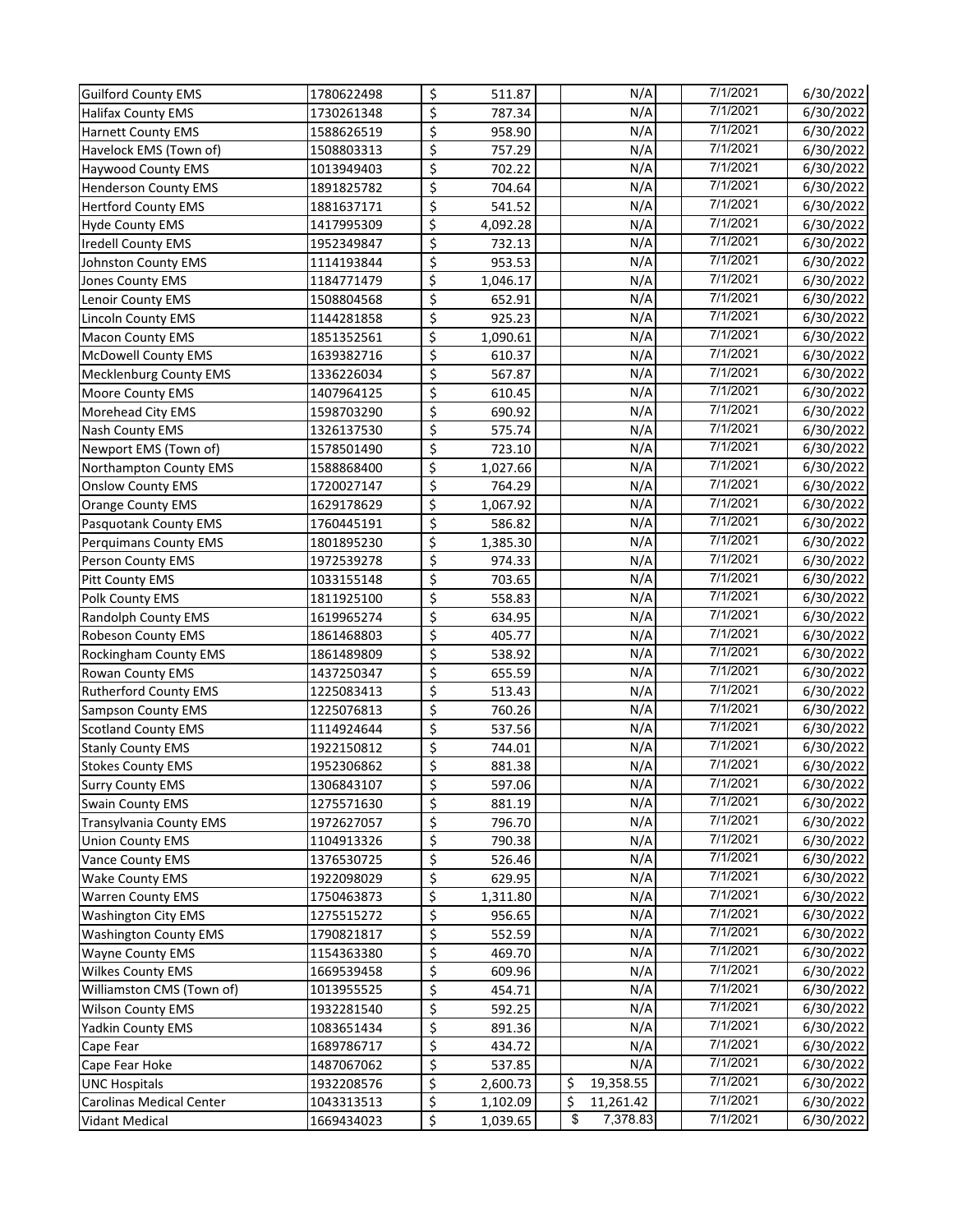| | | | | | |
|---|---|---|---|---|---|
| Guilford County EMS | 1780622498 | $ 511.87 | N/A | 7/1/2021 | 6/30/2022 |
| Halifax County EMS | 1730261348 | $ 787.34 | N/A | 7/1/2021 | 6/30/2022 |
| Harnett County EMS | 1588626519 | $ 958.90 | N/A | 7/1/2021 | 6/30/2022 |
| Havelock EMS (Town of) | 1508803313 | $ 757.29 | N/A | 7/1/2021 | 6/30/2022 |
| Haywood County EMS | 1013949403 | $ 702.22 | N/A | 7/1/2021 | 6/30/2022 |
| Henderson County EMS | 1891825782 | $ 704.64 | N/A | 7/1/2021 | 6/30/2022 |
| Hertford County EMS | 1881637171 | $ 541.52 | N/A | 7/1/2021 | 6/30/2022 |
| Hyde County EMS | 1417995309 | $ 4,092.28 | N/A | 7/1/2021 | 6/30/2022 |
| Iredell County EMS | 1952349847 | $ 732.13 | N/A | 7/1/2021 | 6/30/2022 |
| Johnston County EMS | 1114193844 | $ 953.53 | N/A | 7/1/2021 | 6/30/2022 |
| Jones County EMS | 1184771479 | $ 1,046.17 | N/A | 7/1/2021 | 6/30/2022 |
| Lenoir County EMS | 1508804568 | $ 652.91 | N/A | 7/1/2021 | 6/30/2022 |
| Lincoln County EMS | 1144281858 | $ 925.23 | N/A | 7/1/2021 | 6/30/2022 |
| Macon County EMS | 1851352561 | $ 1,090.61 | N/A | 7/1/2021 | 6/30/2022 |
| McDowell County EMS | 1639382716 | $ 610.37 | N/A | 7/1/2021 | 6/30/2022 |
| Mecklenburg County EMS | 1336226034 | $ 567.87 | N/A | 7/1/2021 | 6/30/2022 |
| Moore County EMS | 1407964125 | $ 610.45 | N/A | 7/1/2021 | 6/30/2022 |
| Morehead City EMS | 1598703290 | $ 690.92 | N/A | 7/1/2021 | 6/30/2022 |
| Nash County EMS | 1326137530 | $ 575.74 | N/A | 7/1/2021 | 6/30/2022 |
| Newport EMS (Town of) | 1578501490 | $ 723.10 | N/A | 7/1/2021 | 6/30/2022 |
| Northampton County EMS | 1588868400 | $ 1,027.66 | N/A | 7/1/2021 | 6/30/2022 |
| Onslow County EMS | 1720027147 | $ 764.29 | N/A | 7/1/2021 | 6/30/2022 |
| Orange County EMS | 1629178629 | $ 1,067.92 | N/A | 7/1/2021 | 6/30/2022 |
| Pasquotank County EMS | 1760445191 | $ 586.82 | N/A | 7/1/2021 | 6/30/2022 |
| Perquimans County EMS | 1801895230 | $ 1,385.30 | N/A | 7/1/2021 | 6/30/2022 |
| Person County EMS | 1972539278 | $ 974.33 | N/A | 7/1/2021 | 6/30/2022 |
| Pitt County EMS | 1033155148 | $ 703.65 | N/A | 7/1/2021 | 6/30/2022 |
| Polk County EMS | 1811925100 | $ 558.83 | N/A | 7/1/2021 | 6/30/2022 |
| Randolph County EMS | 1619965274 | $ 634.95 | N/A | 7/1/2021 | 6/30/2022 |
| Robeson County EMS | 1861468803 | $ 405.77 | N/A | 7/1/2021 | 6/30/2022 |
| Rockingham County EMS | 1861489809 | $ 538.92 | N/A | 7/1/2021 | 6/30/2022 |
| Rowan County EMS | 1437250347 | $ 655.59 | N/A | 7/1/2021 | 6/30/2022 |
| Rutherford County EMS | 1225083413 | $ 513.43 | N/A | 7/1/2021 | 6/30/2022 |
| Sampson County EMS | 1225076813 | $ 760.26 | N/A | 7/1/2021 | 6/30/2022 |
| Scotland County EMS | 1114924644 | $ 537.56 | N/A | 7/1/2021 | 6/30/2022 |
| Stanly County EMS | 1922150812 | $ 744.01 | N/A | 7/1/2021 | 6/30/2022 |
| Stokes County EMS | 1952306862 | $ 881.38 | N/A | 7/1/2021 | 6/30/2022 |
| Surry County EMS | 1306843107 | $ 597.06 | N/A | 7/1/2021 | 6/30/2022 |
| Swain County EMS | 1275571630 | $ 881.19 | N/A | 7/1/2021 | 6/30/2022 |
| Transylvania County EMS | 1972627057 | $ 796.70 | N/A | 7/1/2021 | 6/30/2022 |
| Union County EMS | 1104913326 | $ 790.38 | N/A | 7/1/2021 | 6/30/2022 |
| Vance County EMS | 1376530725 | $ 526.46 | N/A | 7/1/2021 | 6/30/2022 |
| Wake County EMS | 1922098029 | $ 629.95 | N/A | 7/1/2021 | 6/30/2022 |
| Warren County EMS | 1750463873 | $ 1,311.80 | N/A | 7/1/2021 | 6/30/2022 |
| Washington City EMS | 1275515272 | $ 956.65 | N/A | 7/1/2021 | 6/30/2022 |
| Washington County EMS | 1790821817 | $ 552.59 | N/A | 7/1/2021 | 6/30/2022 |
| Wayne County EMS | 1154363380 | $ 469.70 | N/A | 7/1/2021 | 6/30/2022 |
| Wilkes County EMS | 1669539458 | $ 609.96 | N/A | 7/1/2021 | 6/30/2022 |
| Williamston CMS (Town of) | 1013955525 | $ 454.71 | N/A | 7/1/2021 | 6/30/2022 |
| Wilson County EMS | 1932281540 | $ 592.25 | N/A | 7/1/2021 | 6/30/2022 |
| Yadkin County EMS | 1083651434 | $ 891.36 | N/A | 7/1/2021 | 6/30/2022 |
| Cape Fear | 1689786717 | $ 434.72 | N/A | 7/1/2021 | 6/30/2022 |
| Cape Fear Hoke | 1487067062 | $ 537.85 | N/A | 7/1/2021 | 6/30/2022 |
| UNC Hospitals | 1932208576 | $ 2,600.73 | $ 19,358.55 | 7/1/2021 | 6/30/2022 |
| Carolinas Medical Center | 1043313513 | $ 1,102.09 | $ 11,261.42 | 7/1/2021 | 6/30/2022 |
| Vidant Medical | 1669434023 | $ 1,039.65 | $ 7,378.83 | 7/1/2021 | 6/30/2022 |